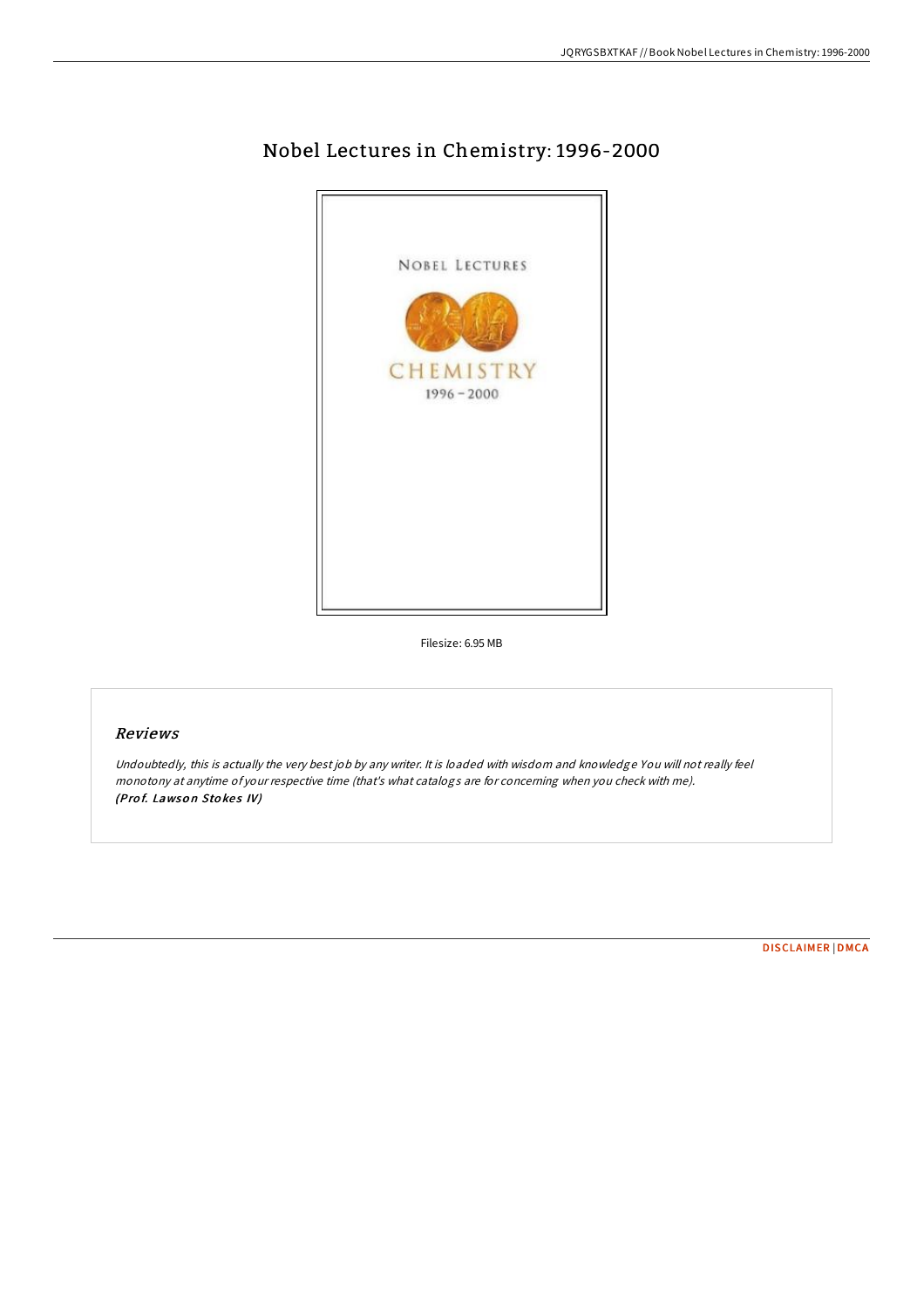# Nobel Lectures in Chemistry: 1996-2000

Filesize: 6.95 MB

## *Reviews*

*Undoubtedly, this is actually the very best job by any writer. It is loaded with wisdom and knowledge You will not really feel monotony at anytime of your respective time (that's what catalogs are for concerning when you check with me).*
***(Prof. Lawson Stokes IV)***

DISCLAIMER | DMCA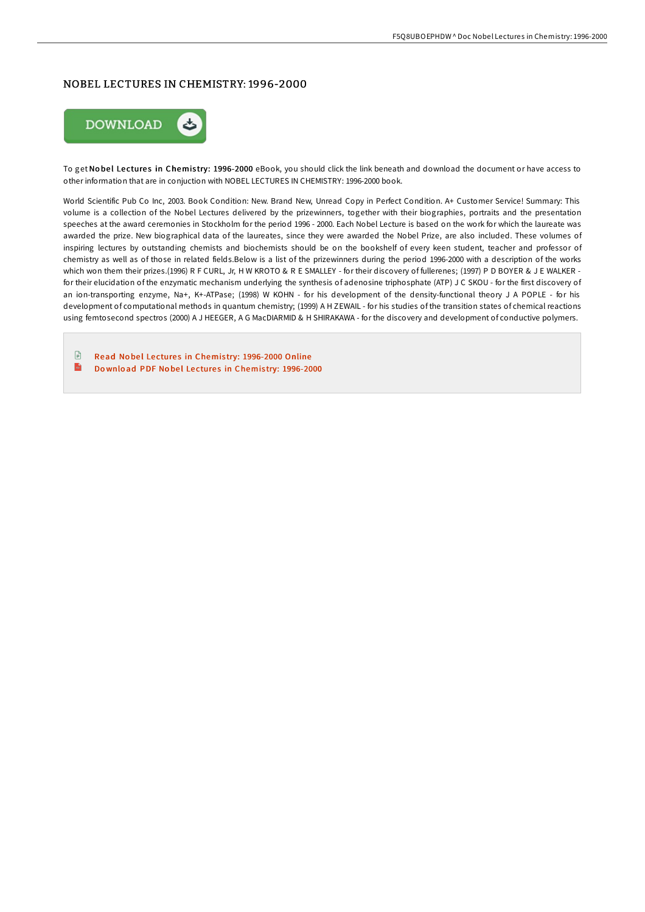# NOBEL LECTURES IN CHEMISTRY: 1996-2000

To get **Nobel Lectures in Chemistry: 1996-2000** eBook, you should click the link beneath and download the document or have access to other information that are in conjuction with NOBEL LECTURES IN CHEMISTRY: 1996-2000 book.

World Scientific Pub Co Inc, 2003. Book Condition: New. Brand New, Unread Copy in Perfect Condition. A+ Customer Service! Summary: This volume is a collection of the Nobel Lectures delivered by the prizewinners, together with their biographies, portraits and the presentation speeches at the award ceremonies in Stockholm for the period 1996 - 2000. Each Nobel Lecture is based on the work for which the laureate was awarded the prize. New biographical data of the laureates, since they were awarded the Nobel Prize, are also included. These volumes of inspiring lectures by outstanding chemists and biochemists should be on the bookshelf of every keen student, teacher and professor of chemistry as well as of those in related fields.Below is a list of the prizewinners during the period 1996-2000 with a description of the works which won them their prizes.(1996) R F CURL, Jr, H W KROTO & R E SMALLEY - for their discovery of fullerenes; (1997) P D BOYER & J E WALKER - for their elucidation of the enzymatic mechanism underlying the synthesis of adenosine triphosphate (ATP) J C SKOU - for the first discovery of an ion-transporting enzyme, Na+, K+-ATPase; (1998) W KOHN - for his development of the density-functional theory J A POPLE - for his development of computational methods in quantum chemistry; (1999) A H ZEWAIL - for his studies of the transition states of chemical reactions using femtosecond spectros (2000) A J HEEGER, A G MacDIARMID & H SHIRAKAWA - for the discovery and development of conductive polymers.

- Read Nobel Lectures in Chemistry: 1996-2000 Online
- Download PDF Nobel Lectures in Chemistry: 1996-2000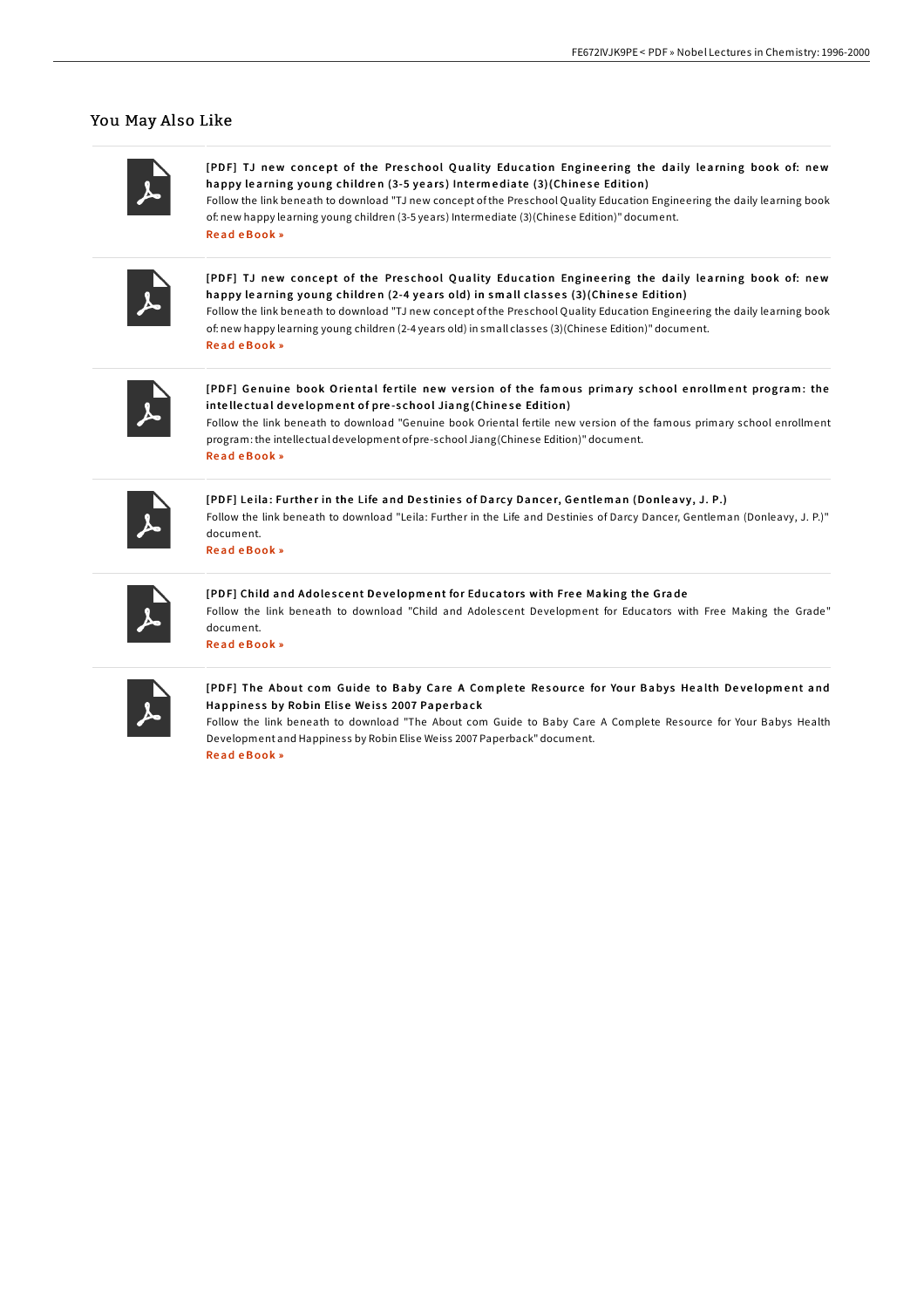## You May Also Like

**[PDF] TJ new concept of the Preschool Quality Education Engineering the daily learning book of: new happy learning young children (3-5 years) Intermediate (3)(Chinese Edition)**

Follow the link beneath to download "TJ new concept of the Preschool Quality Education Engineering the daily learning book of: new happy learning young children (3-5 years) Intermediate (3)(Chinese Edition)" document.

Read eBook »

**[PDF] TJ new concept of the Preschool Quality Education Engineering the daily learning book of: new happy learning young children (2-4 years old) in small classes (3)(Chinese Edition)**

Follow the link beneath to download "TJ new concept of the Preschool Quality Education Engineering the daily learning book of: new happy learning young children (2-4 years old) in small classes (3)(Chinese Edition)" document.

Read eBook »

**[PDF] Genuine book Oriental fertile new version of the famous primary school enrollment program: the intellectual development of pre-school Jiang(Chinese Edition)**

Follow the link beneath to download "Genuine book Oriental fertile new version of the famous primary school enrollment program: the intellectual development of pre-school Jiang(Chinese Edition)" document.

Read eBook »

**[PDF] Leila: Further in the Life and Destinies of Darcy Dancer, Gentleman (Donleavy, J. P.)**

Follow the link beneath to download "Leila: Further in the Life and Destinies of Darcy Dancer, Gentleman (Donleavy, J. P.)" document.

Read eBook »

**[PDF] Child and Adolescent Development for Educators with Free Making the Grade**

Follow the link beneath to download "Child and Adolescent Development for Educators with Free Making the Grade" document.

Read eBook »

**[PDF] The About com Guide to Baby Care A Complete Resource for Your Babys Health Development and Happiness by Robin Elise Weiss 2007 Paperback**

Follow the link beneath to download "The About com Guide to Baby Care A Complete Resource for Your Babys Health Development and Happiness by Robin Elise Weiss 2007 Paperback" document.

Read eBook »